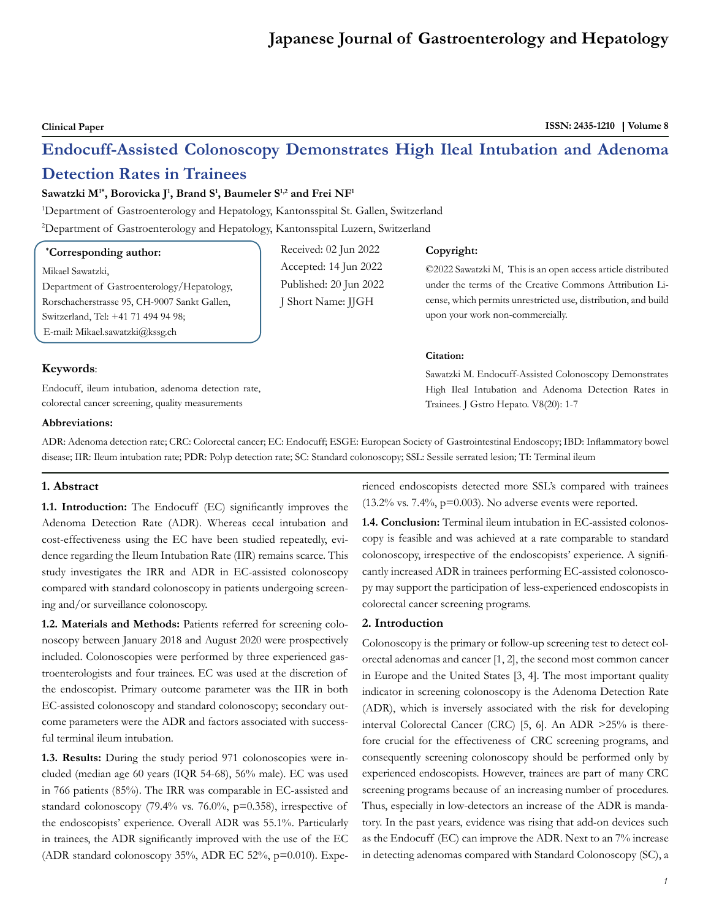**Clinical Paper**

# Endocuff-Assisted Colonoscopy Demonstrates High Ileal Intubation and Adenoma Detection Rates in Trainees

**Sawatzki M[1*], Borovicka J[1], Brand S[1], Baumeler S[1,2] and Frei NF[1]**

[1]Department of Gastroenterology and Hepatology, Kantonsspital St. Gallen, Switzerland

[2]Department of Gastroenterology and Hepatology, Kantonsspital Luzern, Switzerland

**[*]Corresponding author:**

Mikael Sawatzki,
Department of Gastroenterology/Hepatology,
Rorschacherstrasse 95, CH-9007 Sankt Gallen,
Switzerland, Tel: +41 71 494 94 98;
E-mail: Mikael.sawatzki@kssg.ch

Received: 02 Jun 2022
Accepted: 14 Jun 2022
Published: 20 Jun 2022
J Short Name: JJGH

**Copyright:**

©2022 Sawatzki M, This is an open access article distributed under the terms of the Creative Commons Attribution License, which permits unrestricted use, distribution, and build upon your work non-commercially.

**Citation:**

Sawatzki M. Endocuff-Assisted Colonoscopy Demonstrates High Ileal Intubation and Adenoma Detection Rates in Trainees. J Gstro Hepato. V8(20): 1-7

**Keywords**:

Endocuff, ileum intubation, adenoma detection rate, colorectal cancer screening, quality measurements

**Abbreviations:**

ADR: Adenoma detection rate; CRC: Colorectal cancer; EC: Endocuff; ESGE: European Society of Gastrointestinal Endoscopy; IBD: Inflammatory bowel disease; IIR: Ileum intubation rate; PDR: Polyp detection rate; SC: Standard colonoscopy; SSL: Sessile serrated lesion; TI: Terminal ileum

## 1. Abstract

**1.1. Introduction:** The Endocuff (EC) significantly improves the Adenoma Detection Rate (ADR). Whereas cecal intubation and cost-effectiveness using the EC have been studied repeatedly, evidence regarding the Ileum Intubation Rate (IIR) remains scarce. This study investigates the IRR and ADR in EC-assisted colonoscopy compared with standard colonoscopy in patients undergoing screening and/or surveillance colonoscopy.

**1.2. Materials and Methods:** Patients referred for screening colonoscopy between January 2018 and August 2020 were prospectively included. Colonoscopies were performed by three experienced gastroenterologists and four trainees. EC was used at the discretion of the endoscopist. Primary outcome parameter was the IIR in both EC-assisted colonoscopy and standard colonoscopy; secondary outcome parameters were the ADR and factors associated with successful terminal ileum intubation.

**1.3. Results:** During the study period 971 colonoscopies were included (median age 60 years (IQR 54-68), 56% male). EC was used in 766 patients (85%). The IRR was comparable in EC-assisted and standard colonoscopy (79.4% vs. 76.0%, p=0.358), irrespective of the endoscopists' experience. Overall ADR was 55.1%. Particularly in trainees, the ADR significantly improved with the use of the EC (ADR standard colonoscopy 35%, ADR EC 52%, p=0.010). Experienced endoscopists detected more SSL's compared with trainees (13.2% vs. 7.4%, p=0.003). No adverse events were reported.

**1.4. Conclusion:** Terminal ileum intubation in EC-assisted colonoscopy is feasible and was achieved at a rate comparable to standard colonoscopy, irrespective of the endoscopists' experience. A significantly increased ADR in trainees performing EC-assisted colonoscopy may support the participation of less-experienced endoscopists in colorectal cancer screening programs.

## 2. Introduction

Colonoscopy is the primary or follow-up screening test to detect colorectal adenomas and cancer [1, 2], the second most common cancer in Europe and the United States [3, 4]. The most important quality indicator in screening colonoscopy is the Adenoma Detection Rate (ADR), which is inversely associated with the risk for developing interval Colorectal Cancer (CRC) [5, 6]. An ADR >25% is therefore crucial for the effectiveness of CRC screening programs, and consequently screening colonoscopy should be performed only by experienced endoscopists. However, trainees are part of many CRC screening programs because of an increasing number of procedures. Thus, especially in low-detectors an increase of the ADR is mandatory. In the past years, evidence was rising that add-on devices such as the Endocuff (EC) can improve the ADR. Next to an 7% increase in detecting adenomas compared with Standard Colonoscopy (SC), a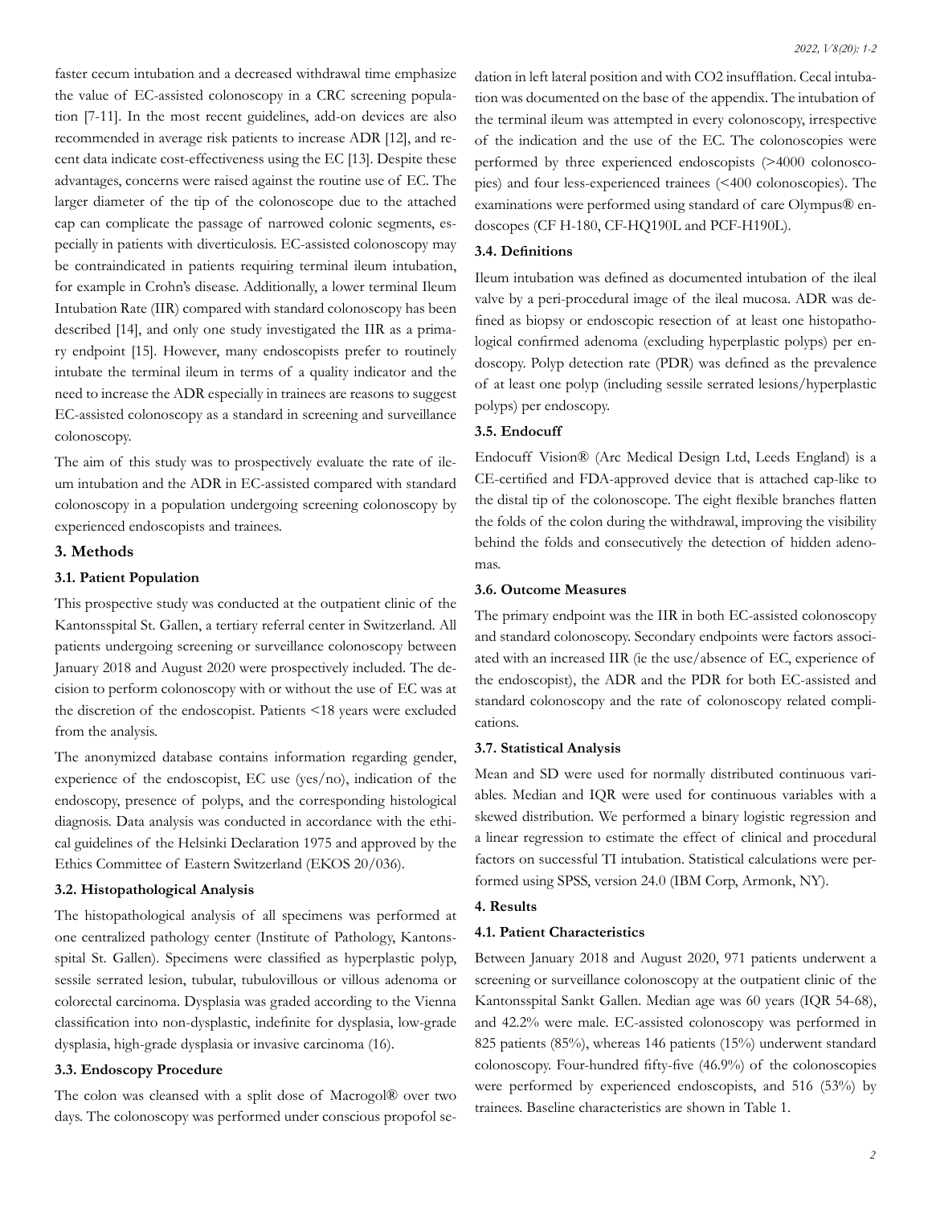faster cecum intubation and a decreased withdrawal time emphasize the value of EC-assisted colonoscopy in a CRC screening population [7-11]. In the most recent guidelines, add-on devices are also recommended in average risk patients to increase ADR [12], and recent data indicate cost-effectiveness using the EC [13]. Despite these advantages, concerns were raised against the routine use of EC. The larger diameter of the tip of the colonoscope due to the attached cap can complicate the passage of narrowed colonic segments, especially in patients with diverticulosis. EC-assisted colonoscopy may be contraindicated in patients requiring terminal ileum intubation, for example in Crohn's disease. Additionally, a lower terminal Ileum Intubation Rate (IIR) compared with standard colonoscopy has been described [14], and only one study investigated the IIR as a primary endpoint [15]. However, many endoscopists prefer to routinely intubate the terminal ileum in terms of a quality indicator and the need to increase the ADR especially in trainees are reasons to suggest EC-assisted colonoscopy as a standard in screening and surveillance colonoscopy.

The aim of this study was to prospectively evaluate the rate of ileum intubation and the ADR in EC-assisted compared with standard colonoscopy in a population undergoing screening colonoscopy by experienced endoscopists and trainees.

## 3. Methods

### 3.1. Patient Population

This prospective study was conducted at the outpatient clinic of the Kantonsspital St. Gallen, a tertiary referral center in Switzerland. All patients undergoing screening or surveillance colonoscopy between January 2018 and August 2020 were prospectively included. The decision to perform colonoscopy with or without the use of EC was at the discretion of the endoscopist. Patients <18 years were excluded from the analysis.

The anonymized database contains information regarding gender, experience of the endoscopist, EC use (yes/no), indication of the endoscopy, presence of polyps, and the corresponding histological diagnosis. Data analysis was conducted in accordance with the ethical guidelines of the Helsinki Declaration 1975 and approved by the Ethics Committee of Eastern Switzerland (EKOS 20/036).

### 3.2. Histopathological Analysis

The histopathological analysis of all specimens was performed at one centralized pathology center (Institute of Pathology, Kantonsspital St. Gallen). Specimens were classified as hyperplastic polyp, sessile serrated lesion, tubular, tubulovillous or villous adenoma or colorectal carcinoma. Dysplasia was graded according to the Vienna classification into non-dysplastic, indefinite for dysplasia, low-grade dysplasia, high-grade dysplasia or invasive carcinoma (16).

### 3.3. Endoscopy Procedure

The colon was cleansed with a split dose of Macrogol® over two days. The colonoscopy was performed under conscious propofol sedation in left lateral position and with $CO_2$ insufflation. Cecal intubation was documented on the base of the appendix. The intubation of the terminal ileum was attempted in every colonoscopy, irrespective of the indication and the use of the EC. The colonoscopies were performed by three experienced endoscopists (>4000 colonoscopies) and four less-experienced trainees (<400 colonoscopies). The examinations were performed using standard of care Olympus® endoscopes (CF H-180, CF-HQ190L and PCF-H190L).

### 3.4. Definitions

Ileum intubation was defined as documented intubation of the ileal valve by a peri-procedural image of the ileal mucosa. ADR was defined as biopsy or endoscopic resection of at least one histopathological confirmed adenoma (excluding hyperplastic polyps) per endoscopy. Polyp detection rate (PDR) was defined as the prevalence of at least one polyp (including sessile serrated lesions/hyperplastic polyps) per endoscopy.

### 3.5. Endocuff

Endocuff Vision® (Arc Medical Design Ltd, Leeds England) is a CE-certified and FDA-approved device that is attached cap-like to the distal tip of the colonoscope. The eight flexible branches flatten the folds of the colon during the withdrawal, improving the visibility behind the folds and consecutively the detection of hidden adenomas.

### 3.6. Outcome Measures

The primary endpoint was the IIR in both EC-assisted colonoscopy and standard colonoscopy. Secondary endpoints were factors associated with an increased IIR (ie the use/absence of EC, experience of the endoscopist), the ADR and the PDR for both EC-assisted and standard colonoscopy and the rate of colonoscopy related complications.

### 3.7. Statistical Analysis

Mean and SD were used for normally distributed continuous variables. Median and IQR were used for continuous variables with a skewed distribution. We performed a binary logistic regression and a linear regression to estimate the effect of clinical and procedural factors on successful TI intubation. Statistical calculations were performed using SPSS, version 24.0 (IBM Corp, Armonk, NY).

## 4. Results

### 4.1. Patient Characteristics

Between January 2018 and August 2020, 971 patients underwent a screening or surveillance colonoscopy at the outpatient clinic of the Kantonsspital Sankt Gallen. Median age was 60 years (IQR 54-68), and 42.2% were male. EC-assisted colonoscopy was performed in 825 patients (85%), whereas 146 patients (15%) underwent standard colonoscopy. Four-hundred fifty-five (46.9%) of the colonoscopies were performed by experienced endoscopists, and 516 (53%) by trainees. Baseline characteristics are shown in Table 1.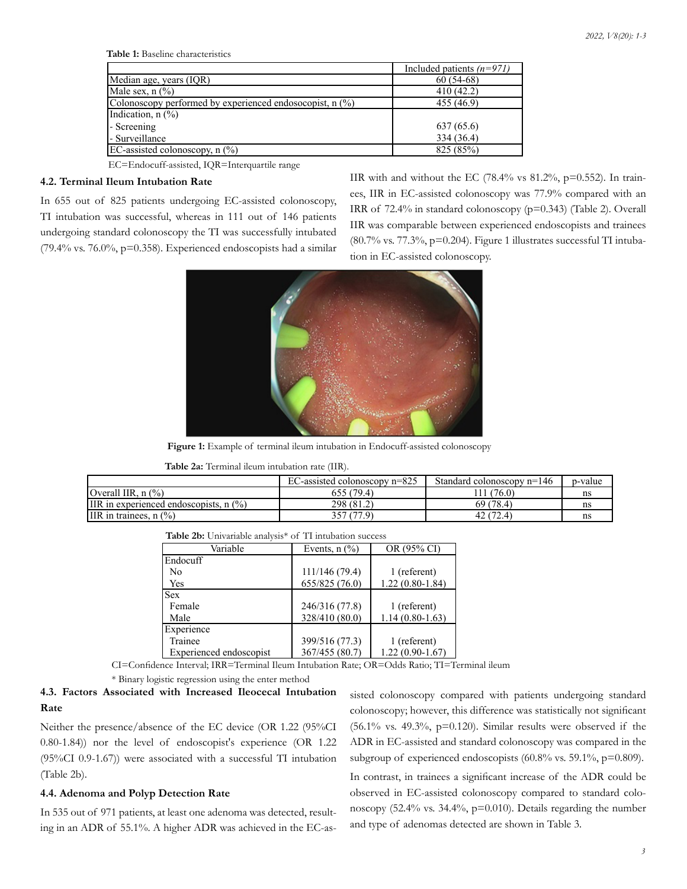**Table 1:** Baseline characteristics

| | Included patients *(n=971)* |
|---|---|
| Median age, years (IQR) | 60 (54-68) |
| Male sex, n (%) | 410 (42.2) |
| Colonoscopy performed by experienced endosocopist, n (%) | 455 (46.9) |
| Indication, n (%) | |
| - Screening | 637 (65.6) |
| - Surveillance | 334 (36.4) |
| EC-assisted colonoscopy, n (%) | 825 (85%) |

EC=Endocuff-assisted, IQR=Interquartile range

### 4.2. Terminal Ileum Intubation Rate

In 655 out of 825 patients undergoing EC-assisted colonoscopy, TI intubation was successful, whereas in 111 out of 146 patients undergoing standard colonoscopy the TI was successfully intubated (79.4% vs. 76.0%, p=0.358). Experienced endoscopists had a similar IIR with and without the EC (78.4% vs 81.2%, p=0.552). In trainees, IIR in EC-assisted colonoscopy was 77.9% compared with an IRR of 72.4% in standard colonoscopy (p=0.343) (Table 2). Overall IIR was comparable between experienced endoscopists and trainees (80.7% vs. 77.3%, p=0.204). Figure 1 illustrates successful TI intubation in EC-assisted colonoscopy.

**Figure 1:** Example of terminal ileum intubation in Endocuff-assisted colonoscopy

**Table 2a:** Terminal ileum intubation rate (IIR).

| | EC-assisted colonoscopy n=825 | Standard colonoscopy n=146 | p-value |
|---|---|---|---|
| Overall IIR, n (%) | 655 (79.4) | 111 (76.0) | ns |
| IIR in experienced endoscopists, n (%) | 298 (81.2) | 69 (78.4) | ns |
| IIR in trainees, n (%) | 357 (77.9) | 42 (72.4) | ns |

**Table 2b:** Univariable analysis* of TI intubation success

| Variable | Events, n (%) | OR (95% CI) |
|---|---|---|
| Endocuff | | |
| No | 111/146 (79.4) | 1 (referent) |
| Yes | 655/825 (76.0) | 1.22 (0.80-1.84) |
| Sex | | |
| Female | 246/316 (77.8) | 1 (referent) |
| Male | 328/410 (80.0) | 1.14 (0.80-1.63) |
| Experience | | |
| Trainee | 399/516 (77.3) | 1 (referent) |
| Experienced endoscopist | 367/455 (80.7) | 1.22 (0.90-1.67) |

CI=Confidence Interval; IRR=Terminal Ileum Intubation Rate; OR=Odds Ratio; TI=Terminal ileum

* Binary logistic regression using the enter method

### 4.3. Factors Associated with Increased Ileocecal Intubation Rate

Neither the presence/absence of the EC device (OR 1.22 (95%CI 0.80-1.84)) nor the level of endoscopist's experience (OR 1.22 (95%CI 0.9-1.67)) were associated with a successful TI intubation (Table 2b).

### 4.4. Adenoma and Polyp Detection Rate

In 535 out of 971 patients, at least one adenoma was detected, resulting in an ADR of 55.1%. A higher ADR was achieved in the EC-assisted colonoscopy compared with patients undergoing standard colonoscopy; however, this difference was statistically not significant (56.1% vs. 49.3%, p=0.120). Similar results were observed if the ADR in EC-assisted and standard colonoscopy was compared in the subgroup of experienced endoscopists (60.8% vs. 59.1%, p=0.809).

In contrast, in trainees a significant increase of the ADR could be observed in EC-assisted colonoscopy compared to standard colonoscopy (52.4% vs. 34.4%, p=0.010). Details regarding the number and type of adenomas detected are shown in Table 3.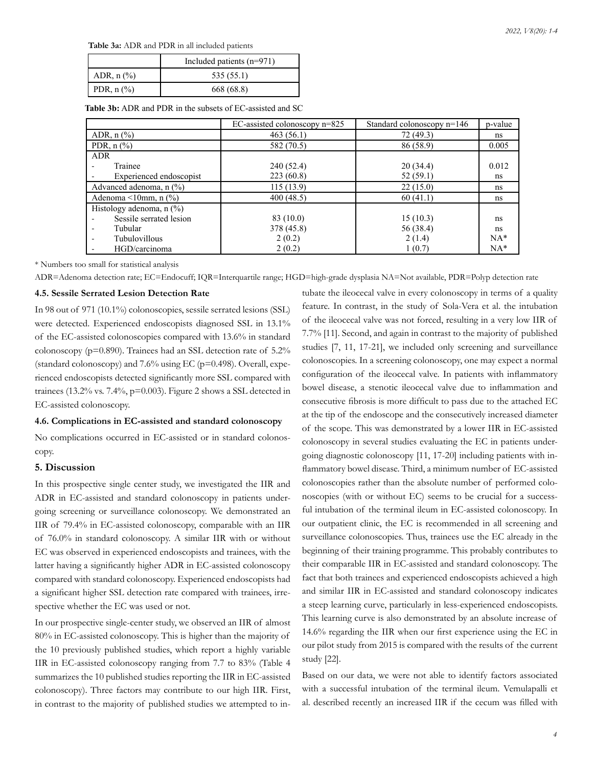**Table 3a:** ADR and PDR in all included patients

| | Included patients (n=971) |
|---|---|
| ADR, n (%) | 535 (55.1) |
| PDR, n (%) | 668 (68.8) |

**Table 3b:** ADR and PDR in the subsets of EC-assisted and SC

| | EC-assisted colonoscopy n=825 | Standard colonoscopy n=146 | p-value |
|---|---|---|---|
| ADR, n (%) | 463 (56.1) | 72 (49.3) | ns |
| PDR, n (%) | 582 (70.5) | 86 (58.9) | 0.005 |
| ADR | | | |
| - Trainee | 240 (52.4) | 20 (34.4) | 0.012 |
| - Experienced endoscopist | 223 (60.8) | 52 (59.1) | ns |
| Advanced adenoma, n (%) | 115 (13.9) | 22 (15.0) | ns |
| Adenoma <10mm, n (%) | 400 (48.5) | 60 (41.1) | ns |
| Histology adenoma, n (%) | | | |
| - Sessile serrated lesion | 83 (10.0) | 15 (10.3) | ns |
| - Tubular | 378 (45.8) | 56 (38.4) | ns |
| - Tubulovillous | 2 (0.2) | 2 (1.4) | NA* |
| - HGD/carcinoma | 2 (0.2) | 1 (0.7) | NA* |

\* Numbers too small for statistical analysis

ADR=Adenoma detection rate; EC=Endocuff; IQR=Interquartile range; HGD=high-grade dysplasia NA=Not available, PDR=Polyp detection rate

### 4.5. Sessile Serrated Lesion Detection Rate

In 98 out of 971 (10.1%) colonoscopies, sessile serrated lesions (SSL) were detected. Experienced endoscopists diagnosed SSL in 13.1% of the EC-assisted colonoscopies compared with 13.6% in standard colonoscopy (p=0.890). Trainees had an SSL detection rate of 5.2% (standard colonoscopy) and 7.6% using EC (p=0.498). Overall, experienced endoscopists detected significantly more SSL compared with trainees (13.2% vs. 7.4%, p=0.003). Figure 2 shows a SSL detected in EC-assisted colonoscopy.

### 4.6. Complications in EC-assisted and standard colonoscopy

No complications occurred in EC-assisted or in standard colonoscopy.

## 5. Discussion

In this prospective single center study, we investigated the IIR and ADR in EC-assisted and standard colonoscopy in patients undergoing screening or surveillance colonoscopy. We demonstrated an IIR of 79.4% in EC-assisted colonoscopy, comparable with an IIR of 76.0% in standard colonoscopy. A similar IIR with or without EC was observed in experienced endoscopists and trainees, with the latter having a significantly higher ADR in EC-assisted colonoscopy compared with standard colonoscopy. Experienced endoscopists had a significant higher SSL detection rate compared with trainees, irrespective whether the EC was used or not.

In our prospective single-center study, we observed an IIR of almost 80% in EC-assisted colonoscopy. This is higher than the majority of the 10 previously published studies, which report a highly variable IIR in EC-assisted colonoscopy ranging from 7.7 to 83% (Table 4 summarizes the 10 published studies reporting the IIR in EC-assisted colonoscopy). Three factors may contribute to our high IIR. First, in contrast to the majority of published studies we attempted to intubate the ileocecal valve in every colonoscopy in terms of a quality feature. In contrast, in the study of Sola-Vera et al. the intubation of the ileocecal valve was not forced, resulting in a very low IIR of 7.7% [11]. Second, and again in contrast to the majority of published studies [7, 11, 17-21], we included only screening and surveillance colonoscopies. In a screening colonoscopy, one may expect a normal configuration of the ileocecal valve. In patients with inflammatory bowel disease, a stenotic ileocecal valve due to inflammation and consecutive fibrosis is more difficult to pass due to the attached EC at the tip of the endoscope and the consecutively increased diameter of the scope. This was demonstrated by a lower IIR in EC-assisted colonoscopy in several studies evaluating the EC in patients undergoing diagnostic colonoscopy [11, 17-20] including patients with inflammatory bowel disease. Third, a minimum number of EC-assisted colonoscopies rather than the absolute number of performed colonoscopies (with or without EC) seems to be crucial for a successful intubation of the terminal ileum in EC-assisted colonoscopy. In our outpatient clinic, the EC is recommended in all screening and surveillance colonoscopies. Thus, trainees use the EC already in the beginning of their training programme. This probably contributes to their comparable IIR in EC-assisted and standard colonoscopy. The fact that both trainees and experienced endoscopists achieved a high and similar IIR in EC-assisted and standard colonoscopy indicates a steep learning curve, particularly in less-experienced endoscopists. This learning curve is also demonstrated by an absolute increase of 14.6% regarding the IIR when our first experience using the EC in our pilot study from 2015 is compared with the results of the current study [22].

Based on our data, we were not able to identify factors associated with a successful intubation of the terminal ileum. Vemulapalli et al. described recently an increased IIR if the cecum was filled with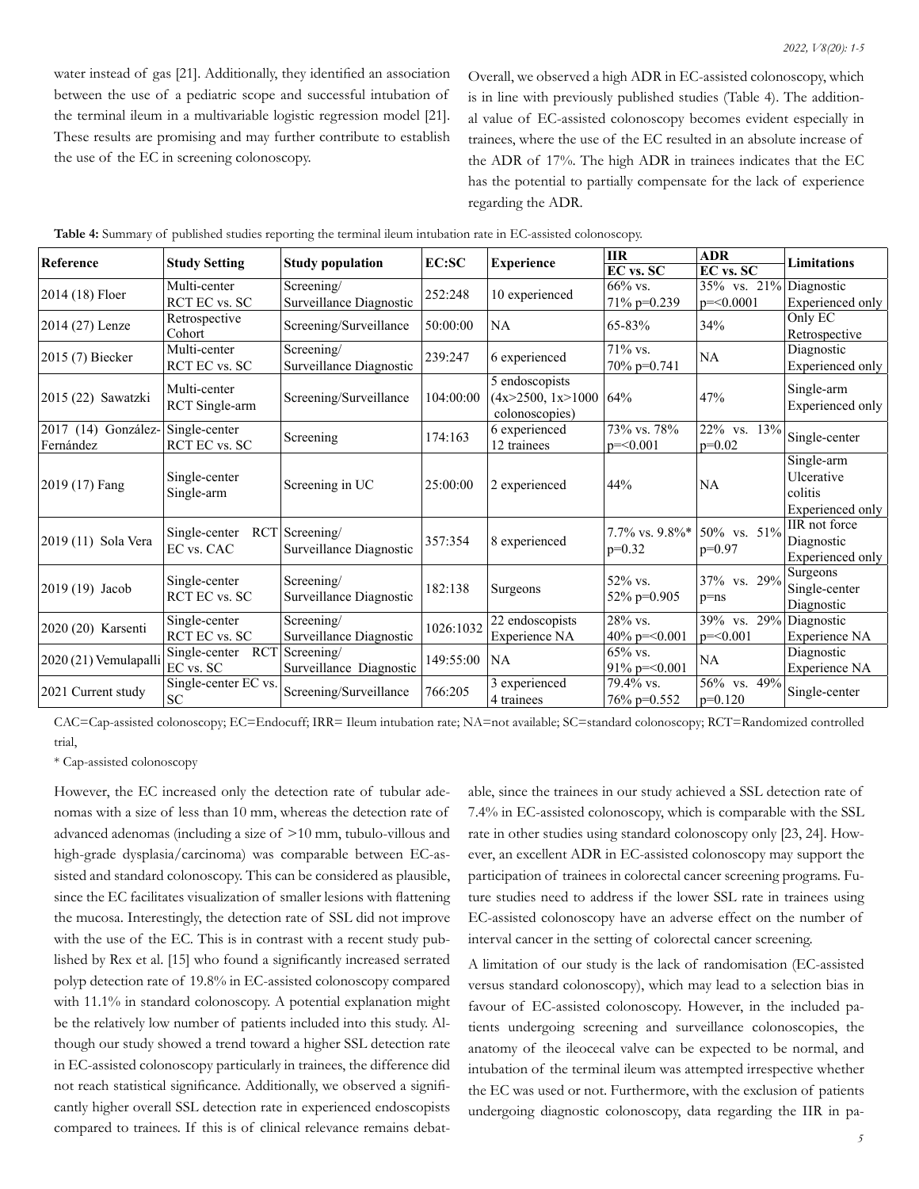water instead of gas [21]. Additionally, they identified an association between the use of a pediatric scope and successful intubation of the terminal ileum in a multivariable logistic regression model [21]. These results are promising and may further contribute to establish the use of the EC in screening colonoscopy.

Overall, we observed a high ADR in EC-assisted colonoscopy, which is in line with previously published studies (Table 4). The additional value of EC-assisted colonoscopy becomes evident especially in trainees, where the use of the EC resulted in an absolute increase of the ADR of 17%. The high ADR in trainees indicates that the EC has the potential to partially compensate for the lack of experience regarding the ADR.

**Table 4:** Summary of published studies reporting the terminal ileum intubation rate in EC-assisted colonoscopy.

| Reference | Study Setting | Study population | EC:SC | Experience | IIR EC vs. SC | ADR EC vs. SC | Limitations |
|---|---|---|---|---|---|---|---|
| 2014 (18) Floer | Multi-center RCT EC vs. SC | Screening/ Surveillance Diagnostic | 252:248 | 10 experienced | 66% vs. 71% p=0.239 | 35% vs. 21% p=<0.0001 | Diagnostic Experienced only |
| 2014 (27) Lenze | Retrospective Cohort | Screening/Surveillance | 50:00:00 | NA | 65-83% | 34% | Only EC Retrospective |
| 2015 (7) Biecker | Multi-center RCT EC vs. SC | Screening/ Surveillance Diagnostic | 239:247 | 6 experienced | 71% vs. 70% p=0.741 | NA | Diagnostic Experienced only |
| 2015 (22) Sawatzki | Multi-center RCT Single-arm | Screening/Surveillance | 104:00:00 | 5 endoscopists (4x>2500, 1x>1000 colonoscopies) | 64% | 47% | Single-arm Experienced only |
| 2017 (14) González-Fernández | Single-center RCT EC vs. SC | Screening | 174:163 | 6 experienced 12 trainees | 73% vs. 78% p=<0.001 | 22% vs. 13% p=0.02 | Single-center |
| 2019 (17) Fang | Single-center Single-arm | Screening in UC | 25:00:00 | 2 experienced | 44% | NA | Single-arm Ulcerative colitis Experienced only |
| 2019 (11) Sola Vera | Single-center RCT EC vs. CAC | Screening/ Surveillance Diagnostic | 357:354 | 8 experienced | 7.7% vs. 9.8%* p=0.32 | 50% vs. 51% p=0.97 | IIR not force Diagnostic Experienced only |
| 2019 (19) Jacob | Single-center RCT EC vs. SC | Screening/ Surveillance Diagnostic | 182:138 | Surgeons | 52% vs. 52% p=0.905 | 37% vs. 29% p=ns | Surgeons Single-center Diagnostic |
| 2020 (20) Karsenti | Single-center RCT EC vs. SC | Screening/ Surveillance Diagnostic | 1026:1032 | 22 endoscopists Experience NA | 28% vs. 40% p=<0.001 | 39% vs. 29% p=<0.001 | Diagnostic Experience NA |
| 2020 (21) Vemulapalli | Single-center RCT EC vs. SC | Screening/ Surveillance Diagnostic | 149:55:00 | NA | 65% vs. 91% p=<0.001 | NA | Diagnostic Experience NA |
| 2021 Current study | Single-center EC vs. SC | Screening/Surveillance | 766:205 | 3 experienced 4 trainees | 79.4% vs. 76% p=0.552 | 56% vs. 49% p=0.120 | Single-center |

CAC=Cap-assisted colonoscopy; EC=Endocuff; IRR= Ileum intubation rate; NA=not available; SC=standard colonoscopy; RCT=Randomized controlled trial,

* Cap-assisted colonoscopy

However, the EC increased only the detection rate of tubular adenomas with a size of less than 10 mm, whereas the detection rate of advanced adenomas (including a size of >10 mm, tubulo-villous and high-grade dysplasia/carcinoma) was comparable between EC-assisted and standard colonoscopy. This can be considered as plausible, since the EC facilitates visualization of smaller lesions with flattening the mucosa. Interestingly, the detection rate of SSL did not improve with the use of the EC. This is in contrast with a recent study published by Rex et al. [15] who found a significantly increased serrated polyp detection rate of 19.8% in EC-assisted colonoscopy compared with 11.1% in standard colonoscopy. A potential explanation might be the relatively low number of patients included into this study. Although our study showed a trend toward a higher SSL detection rate in EC-assisted colonoscopy particularly in trainees, the difference did not reach statistical significance. Additionally, we observed a significantly higher overall SSL detection rate in experienced endoscopists compared to trainees. If this is of clinical relevance remains debatable, since the trainees in our study achieved a SSL detection rate of 7.4% in EC-assisted colonoscopy, which is comparable with the SSL rate in other studies using standard colonoscopy only [23, 24]. However, an excellent ADR in EC-assisted colonoscopy may support the participation of trainees in colorectal cancer screening programs. Future studies need to address if the lower SSL rate in trainees using EC-assisted colonoscopy have an adverse effect on the number of interval cancer in the setting of colorectal cancer screening.

A limitation of our study is the lack of randomisation (EC-assisted versus standard colonoscopy), which may lead to a selection bias in favour of EC-assisted colonoscopy. However, in the included patients undergoing screening and surveillance colonoscopies, the anatomy of the ileocecal valve can be expected to be normal, and intubation of the terminal ileum was attempted irrespective whether the EC was used or not. Furthermore, with the exclusion of patients undergoing diagnostic colonoscopy, data regarding the IIR in pa-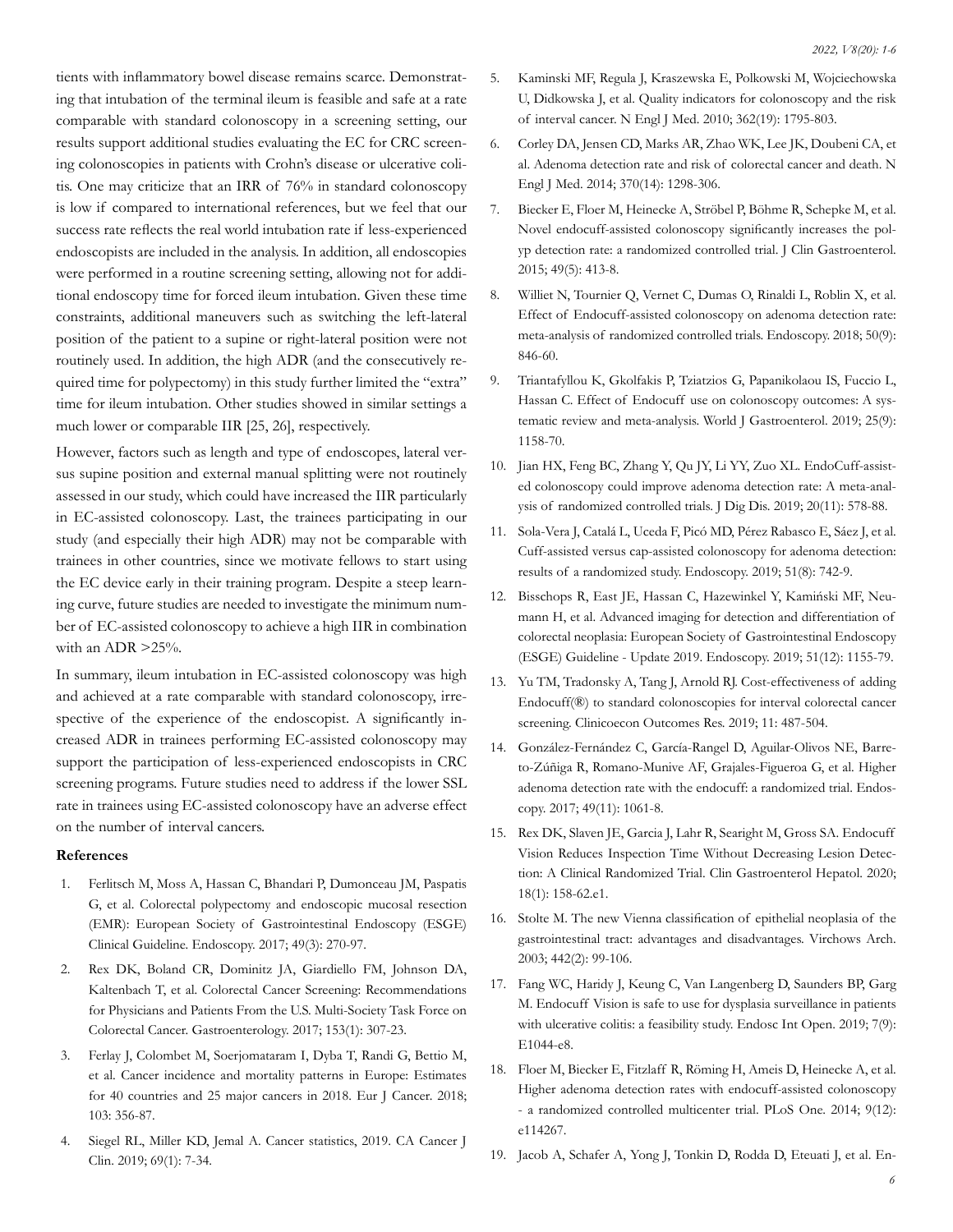tients with inflammatory bowel disease remains scarce. Demonstrating that intubation of the terminal ileum is feasible and safe at a rate comparable with standard colonoscopy in a screening setting, our results support additional studies evaluating the EC for CRC screening colonoscopies in patients with Crohn's disease or ulcerative colitis. One may criticize that an IRR of 76% in standard colonoscopy is low if compared to international references, but we feel that our success rate reflects the real world intubation rate if less-experienced endoscopists are included in the analysis. In addition, all endoscopies were performed in a routine screening setting, allowing not for additional endoscopy time for forced ileum intubation. Given these time constraints, additional maneuvers such as switching the left-lateral position of the patient to a supine or right-lateral position were not routinely used. In addition, the high ADR (and the consecutively required time for polypectomy) in this study further limited the "extra" time for ileum intubation. Other studies showed in similar settings a much lower or comparable IIR [25, 26], respectively.

However, factors such as length and type of endoscopes, lateral versus supine position and external manual splitting were not routinely assessed in our study, which could have increased the IIR particularly in EC-assisted colonoscopy. Last, the trainees participating in our study (and especially their high ADR) may not be comparable with trainees in other countries, since we motivate fellows to start using the EC device early in their training program. Despite a steep learning curve, future studies are needed to investigate the minimum number of EC-assisted colonoscopy to achieve a high IIR in combination with an ADR >25%.

In summary, ileum intubation in EC-assisted colonoscopy was high and achieved at a rate comparable with standard colonoscopy, irrespective of the experience of the endoscopist. A significantly increased ADR in trainees performing EC-assisted colonoscopy may support the participation of less-experienced endoscopists in CRC screening programs. Future studies need to address if the lower SSL rate in trainees using EC-assisted colonoscopy have an adverse effect on the number of interval cancers.

## References

1. Ferlitsch M, Moss A, Hassan C, Bhandari P, Dumonceau JM, Paspatis G, et al. Colorectal polypectomy and endoscopic mucosal resection (EMR): European Society of Gastrointestinal Endoscopy (ESGE) Clinical Guideline. Endoscopy. 2017; 49(3): 270-97.
2. Rex DK, Boland CR, Dominitz JA, Giardiello FM, Johnson DA, Kaltenbach T, et al. Colorectal Cancer Screening: Recommendations for Physicians and Patients From the U.S. Multi-Society Task Force on Colorectal Cancer. Gastroenterology. 2017; 153(1): 307-23.
3. Ferlay J, Colombet M, Soerjomataram I, Dyba T, Randi G, Bettio M, et al. Cancer incidence and mortality patterns in Europe: Estimates for 40 countries and 25 major cancers in 2018. Eur J Cancer. 2018; 103: 356-87.
4. Siegel RL, Miller KD, Jemal A. Cancer statistics, 2019. CA Cancer J Clin. 2019; 69(1): 7-34.
5. Kaminski MF, Regula J, Kraszewska E, Polkowski M, Wojciechowska U, Didkowska J, et al. Quality indicators for colonoscopy and the risk of interval cancer. N Engl J Med. 2010; 362(19): 1795-803.
6. Corley DA, Jensen CD, Marks AR, Zhao WK, Lee JK, Doubeni CA, et al. Adenoma detection rate and risk of colorectal cancer and death. N Engl J Med. 2014; 370(14): 1298-306.
7. Biecker E, Floer M, Heinecke A, Ströbel P, Böhme R, Schepke M, et al. Novel endocuff-assisted colonoscopy significantly increases the polyp detection rate: a randomized controlled trial. J Clin Gastroenterol. 2015; 49(5): 413-8.
8. Williet N, Tournier Q, Vernet C, Dumas O, Rinaldi L, Roblin X, et al. Effect of Endocuff-assisted colonoscopy on adenoma detection rate: meta-analysis of randomized controlled trials. Endoscopy. 2018; 50(9): 846-60.
9. Triantafyllou K, Gkolfakis P, Tziatzios G, Papanikolaou IS, Fuccio L, Hassan C. Effect of Endocuff use on colonoscopy outcomes: A systematic review and meta-analysis. World J Gastroenterol. 2019; 25(9): 1158-70.
10. Jian HX, Feng BC, Zhang Y, Qu JY, Li YY, Zuo XL. EndoCuff-assisted colonoscopy could improve adenoma detection rate: A meta-analysis of randomized controlled trials. J Dig Dis. 2019; 20(11): 578-88.
11. Sola-Vera J, Catalá L, Uceda F, Picó MD, Pérez Rabasco E, Sáez J, et al. Cuff-assisted versus cap-assisted colonoscopy for adenoma detection: results of a randomized study. Endoscopy. 2019; 51(8): 742-9.
12. Bisschops R, East JE, Hassan C, Hazewinkel Y, Kamiński MF, Neumann H, et al. Advanced imaging for detection and differentiation of colorectal neoplasia: European Society of Gastrointestinal Endoscopy (ESGE) Guideline - Update 2019. Endoscopy. 2019; 51(12): 1155-79.
13. Yu TM, Tradonsky A, Tang J, Arnold RJ. Cost-effectiveness of adding Endocuff(®) to standard colonoscopies for interval colorectal cancer screening. Clinicoecon Outcomes Res. 2019; 11: 487-504.
14. González-Fernández C, García-Rangel D, Aguilar-Olivos NE, Barreto-Zúñiga R, Romano-Munive AF, Grajales-Figueroa G, et al. Higher adenoma detection rate with the endocuff: a randomized trial. Endoscopy. 2017; 49(11): 1061-8.
15. Rex DK, Slaven JE, Garcia J, Lahr R, Searight M, Gross SA. Endocuff Vision Reduces Inspection Time Without Decreasing Lesion Detection: A Clinical Randomized Trial. Clin Gastroenterol Hepatol. 2020; 18(1): 158-62.e1.
16. Stolte M. The new Vienna classification of epithelial neoplasia of the gastrointestinal tract: advantages and disadvantages. Virchows Arch. 2003; 442(2): 99-106.
17. Fang WC, Haridy J, Keung C, Van Langenberg D, Saunders BP, Garg M. Endocuff Vision is safe to use for dysplasia surveillance in patients with ulcerative colitis: a feasibility study. Endosc Int Open. 2019; 7(9): E1044-e8.
18. Floer M, Biecker E, Fitzlaff R, Röming H, Ameis D, Heinecke A, et al. Higher adenoma detection rates with endocuff-assisted colonoscopy - a randomized controlled multicenter trial. PLoS One. 2014; 9(12): e114267.
19. Jacob A, Schafer A, Yong J, Tonkin D, Rodda D, Eteuati J, et al. En-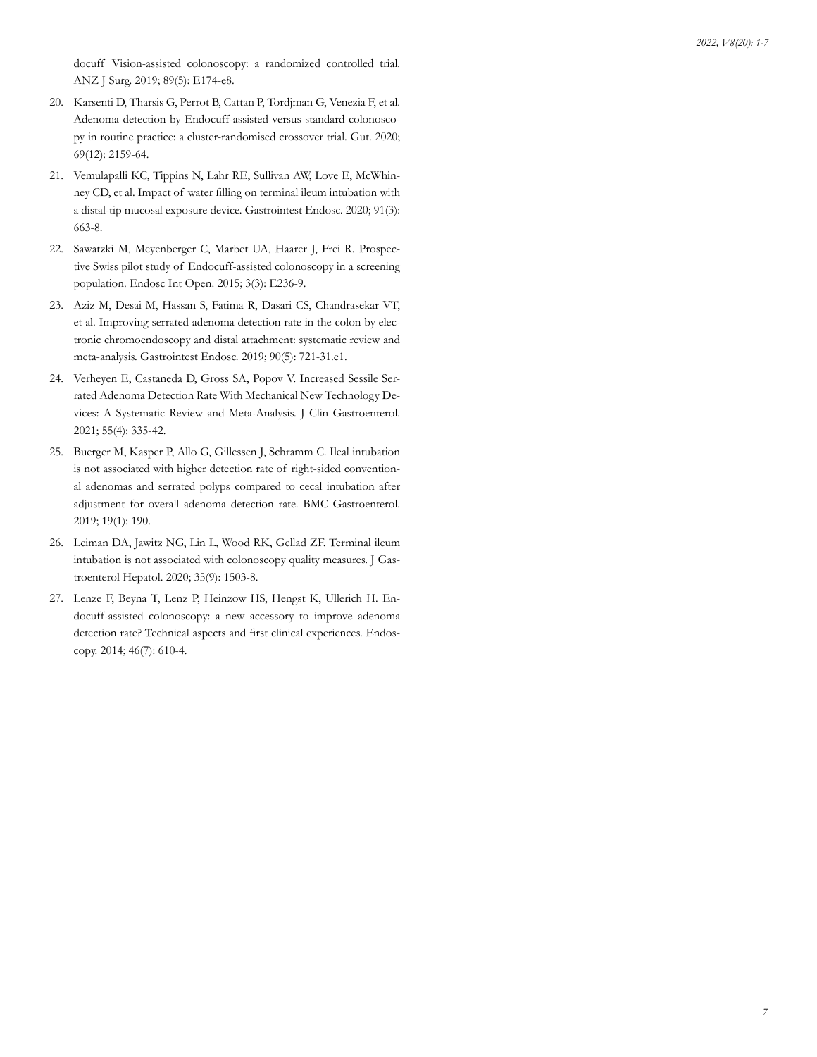docuff Vision-assisted colonoscopy: a randomized controlled trial. ANZ J Surg. 2019; 89(5): E174-e8.

20. Karsenti D, Tharsis G, Perrot B, Cattan P, Tordjman G, Venezia F, et al. Adenoma detection by Endocuff-assisted versus standard colonoscopy in routine practice: a cluster-randomised crossover trial. Gut. 2020; 69(12): 2159-64.
21. Vemulapalli KC, Tippins N, Lahr RE, Sullivan AW, Love E, McWhinney CD, et al. Impact of water filling on terminal ileum intubation with a distal-tip mucosal exposure device. Gastrointest Endosc. 2020; 91(3): 663-8.
22. Sawatzki M, Meyenberger C, Marbet UA, Haarer J, Frei R. Prospective Swiss pilot study of Endocuff-assisted colonoscopy in a screening population. Endosc Int Open. 2015; 3(3): E236-9.
23. Aziz M, Desai M, Hassan S, Fatima R, Dasari CS, Chandrasekar VT, et al. Improving serrated adenoma detection rate in the colon by electronic chromoendoscopy and distal attachment: systematic review and meta-analysis. Gastrointest Endosc. 2019; 90(5): 721-31.e1.
24. Verheyen E, Castaneda D, Gross SA, Popov V. Increased Sessile Serrated Adenoma Detection Rate With Mechanical New Technology Devices: A Systematic Review and Meta-Analysis. J Clin Gastroenterol. 2021; 55(4): 335-42.
25. Buerger M, Kasper P, Allo G, Gillessen J, Schramm C. Ileal intubation is not associated with higher detection rate of right-sided conventional adenomas and serrated polyps compared to cecal intubation after adjustment for overall adenoma detection rate. BMC Gastroenterol. 2019; 19(1): 190.
26. Leiman DA, Jawitz NG, Lin L, Wood RK, Gellad ZF. Terminal ileum intubation is not associated with colonoscopy quality measures. J Gastroenterol Hepatol. 2020; 35(9): 1503-8.
27. Lenze F, Beyna T, Lenz P, Heinzow HS, Hengst K, Ullerich H. Endocuff-assisted colonoscopy: a new accessory to improve adenoma detection rate? Technical aspects and first clinical experiences. Endoscopy. 2014; 46(7): 610-4.